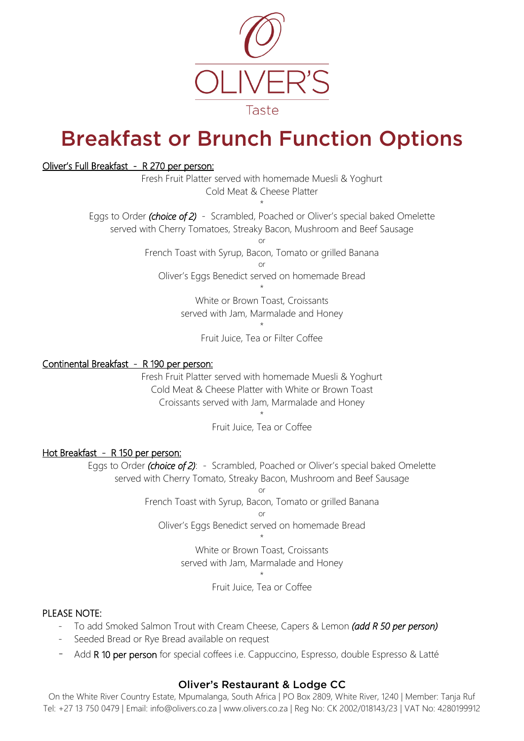OLIVER'S

Taste

# Breakfast or Brunch Function Options

Oliver's Full Breakfast - R 270 per person:

Fresh Fruit Platter served with homemade Muesli & Yoghurt
Cold Meat & Cheese Platter

*

Eggs to Order *(choice of 2)* - Scrambled, Poached or Oliver's special baked Omelette
served with Cherry Tomatoes, Streaky Bacon, Mushroom and Beef Sausage

or

French Toast with Syrup, Bacon, Tomato or grilled Banana

or

Oliver's Eggs Benedict served on homemade Bread

*

White or Brown Toast, Croissants
served with Jam, Marmalade and Honey

*

Fruit Juice, Tea or Filter Coffee

Continental Breakfast - R 190 per person:

Fresh Fruit Platter served with homemade Muesli & Yoghurt
Cold Meat & Cheese Platter with White or Brown Toast
Croissants served with Jam, Marmalade and Honey

*

Fruit Juice, Tea or Coffee

Hot Breakfast - R 150 per person:

Eggs to Order *(choice of 2)*: - Scrambled, Poached or Oliver's special baked Omelette
served with Cherry Tomato, Streaky Bacon, Mushroom and Beef Sausage

or

French Toast with Syrup, Bacon, Tomato or grilled Banana

or

Oliver's Eggs Benedict served on homemade Bread

*

White or Brown Toast, Croissants
served with Jam, Marmalade and Honey

*

Fruit Juice, Tea or Coffee

PLEASE NOTE:

- To add Smoked Salmon Trout with Cream Cheese, Capers & Lemon *(add R 50 per person)*
- Seeded Bread or Rye Bread available on request
- Add R 10 per person for special coffees i.e. Cappuccino, Espresso, double Espresso & Latté

**Oliver's Restaurant & Lodge CC**

On the White River Country Estate, Mpumalanga, South Africa | PO Box 2809, White River, 1240 | Member: Tanja Ruf
Tel: +27 13 750 0479 | Email: info@olivers.co.za | www.olivers.co.za | Reg No: CK 2002/018143/23 | VAT No: 4280199912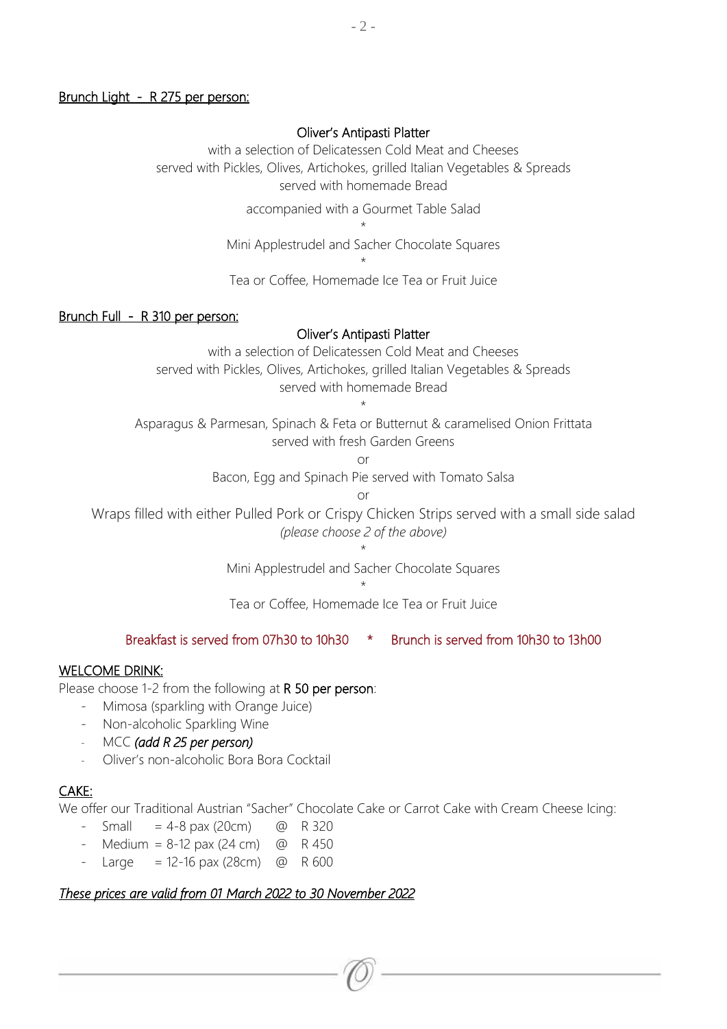## Brunch Light - R 275 per person:

Oliver's Antipasti Platter

with a selection of Delicatessen Cold Meat and Cheeses

served with Pickles, Olives, Artichokes, grilled Italian Vegetables & Spreads

served with homemade Bread

accompanied with a Gourmet Table Salad

*

Mini Applestrudel and Sacher Chocolate Squares

*

Tea or Coffee, Homemade Ice Tea or Fruit Juice

## Brunch Full - R 310 per person:

Oliver's Antipasti Platter

with a selection of Delicatessen Cold Meat and Cheeses

served with Pickles, Olives, Artichokes, grilled Italian Vegetables & Spreads

served with homemade Bread

*

Asparagus & Parmesan, Spinach & Feta or Butternut & caramelised Onion Frittata

served with fresh Garden Greens

or

Bacon, Egg and Spinach Pie served with Tomato Salsa

or

Wraps filled with either Pulled Pork or Crispy Chicken Strips served with a small side salad

*(please choose 2 of the above)*

*

Mini Applestrudel and Sacher Chocolate Squares

*

Tea or Coffee, Homemade Ice Tea or Fruit Juice

Breakfast is served from 07h30 to 10h30 * Brunch is served from 10h30 to 13h00

## WELCOME DRINK:

Please choose 1-2 from the following at **R 50 per person**:

- Mimosa (sparkling with Orange Juice)
- Non-alcoholic Sparkling Wine
- MCC *(add R 25 per person)*
- Oliver's non-alcoholic Bora Bora Cocktail

## CAKE:

We offer our Traditional Austrian "Sacher" Chocolate Cake or Carrot Cake with Cream Cheese Icing:

- Small = 4-8 pax (20cm) @ R 320
- Medium = 8-12 pax (24 cm) @ R 450
- Large = 12-16 pax (28cm) @ R 600

*These prices are valid from 01 March 2022 to 30 November 2022*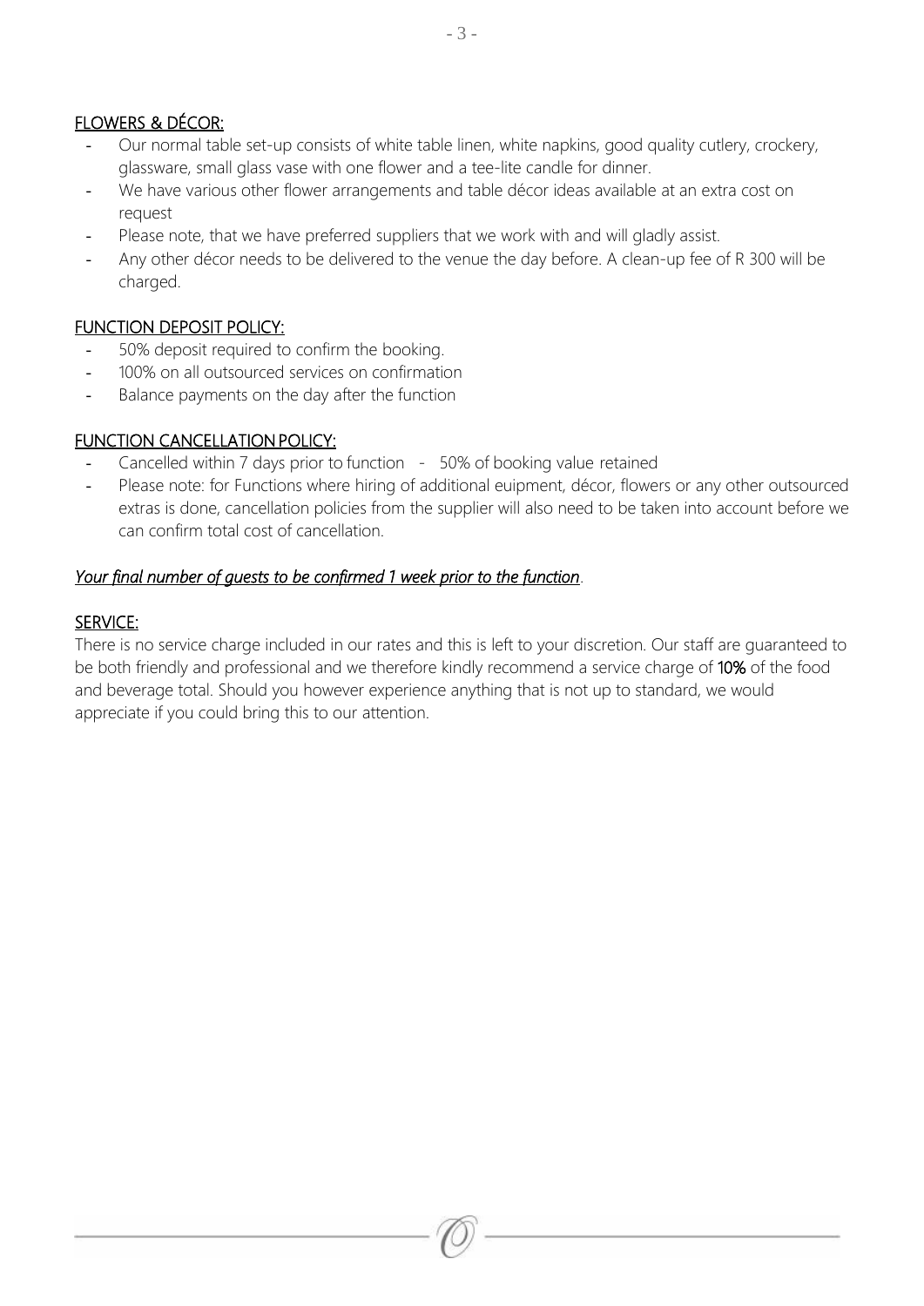## FLOWERS & DÉCOR:

- Our normal table set-up consists of white table linen, white napkins, good quality cutlery, crockery, glassware, small glass vase with one flower and a tee-lite candle for dinner.
- We have various other flower arrangements and table décor ideas available at an extra cost on request
- Please note, that we have preferred suppliers that we work with and will gladly assist.
- Any other décor needs to be delivered to the venue the day before. A clean-up fee of R 300 will be charged.

## FUNCTION DEPOSIT POLICY:

- 50% deposit required to confirm the booking.
- 100% on all outsourced services on confirmation
- Balance payments on the day after the function

## FUNCTION CANCELLATION POLICY:

- Cancelled within 7 days prior to function - 50% of booking value retained
- Please note: for Functions where hiring of additional euipment, décor, flowers or any other outsourced extras is done, cancellation policies from the supplier will also need to be taken into account before we can confirm total cost of cancellation.

*Your final number of guests to be confirmed 1 week prior to the function*.

## SERVICE:

There is no service charge included in our rates and this is left to your discretion. Our staff are guaranteed to be both friendly and professional and we therefore kindly recommend a service charge of **10%** of the food and beverage total. Should you however experience anything that is not up to standard, we would appreciate if you could bring this to our attention.